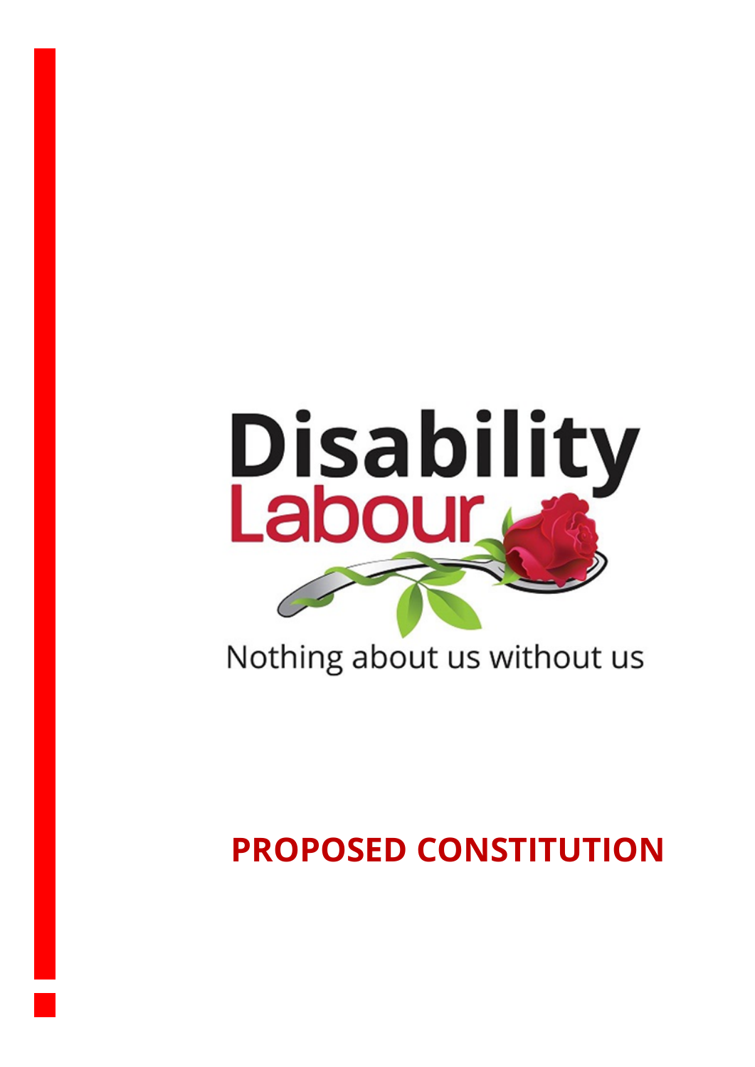Disability Labour

Nothing about us without us

# PROPOSED CONSTITUTION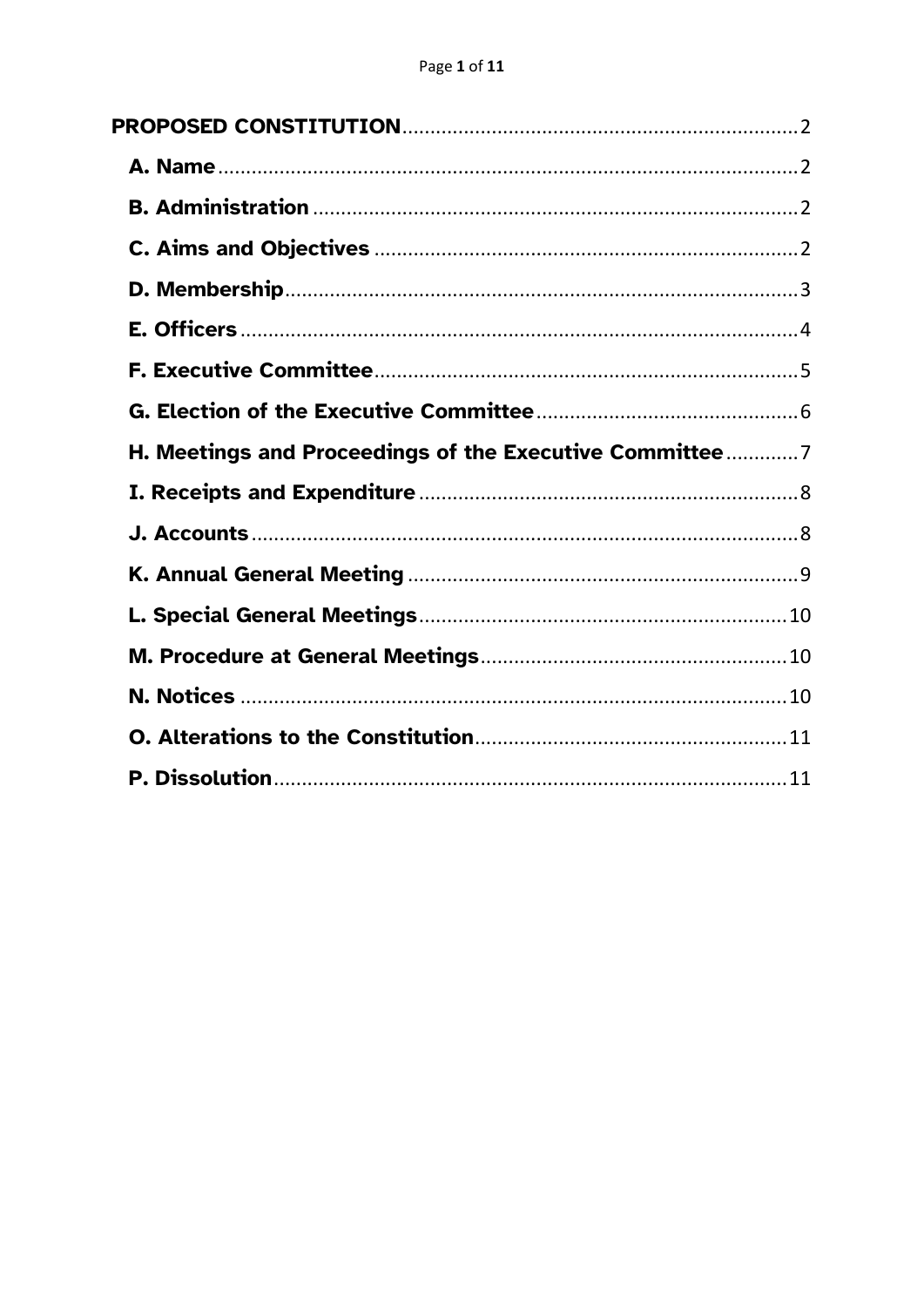| | |
|---|---|
| **PROPOSED CONSTITUTION** | 2 |
| **A. Name** | 2 |
| **B. Administration** | 2 |
| **C. Aims and Objectives** | 2 |
| **D. Membership** | 3 |
| **E. Officers** | 4 |
| **F. Executive Committee** | 5 |
| **G. Election of the Executive Committee** | 6 |
| **H. Meetings and Proceedings of the Executive Committee** | 7 |
| **I. Receipts and Expenditure** | 8 |
| **J. Accounts** | 8 |
| **K. Annual General Meeting** | 9 |
| **L. Special General Meetings** | 10 |
| **M. Procedure at General Meetings** | 10 |
| **N. Notices** | 10 |
| **O. Alterations to the Constitution** | 11 |
| **P. Dissolution** | 11 |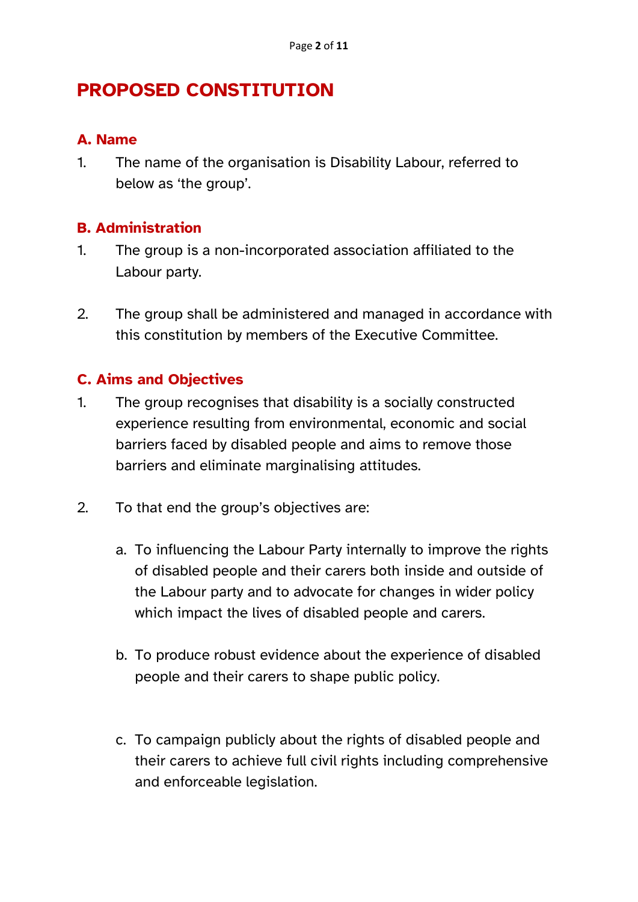# PROPOSED CONSTITUTION

## A. Name

1. The name of the organisation is Disability Labour, referred to below as 'the group'.

## B. Administration

1. The group is a non-incorporated association affiliated to the Labour party.

2. The group shall be administered and managed in accordance with this constitution by members of the Executive Committee.

## C. Aims and Objectives

1. The group recognises that disability is a socially constructed experience resulting from environmental, economic and social barriers faced by disabled people and aims to remove those barriers and eliminate marginalising attitudes.

2. To that end the group's objectives are:

   a. To influencing the Labour Party internally to improve the rights of disabled people and their carers both inside and outside of the Labour party and to advocate for changes in wider policy which impact the lives of disabled people and carers.

   b. To produce robust evidence about the experience of disabled people and their carers to shape public policy.

   c. To campaign publicly about the rights of disabled people and their carers to achieve full civil rights including comprehensive and enforceable legislation.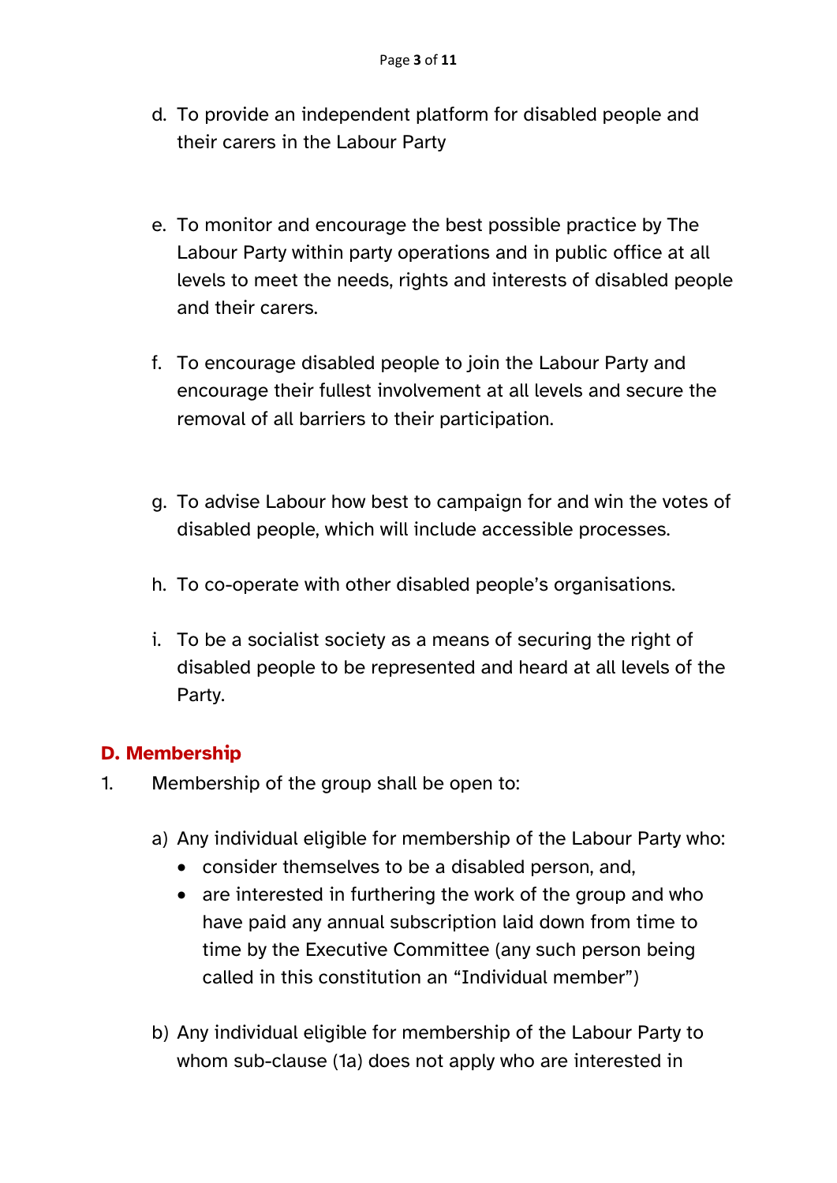d. To provide an independent platform for disabled people and their carers in the Labour Party

e. To monitor and encourage the best possible practice by The Labour Party within party operations and in public office at all levels to meet the needs, rights and interests of disabled people and their carers.

f. To encourage disabled people to join the Labour Party and encourage their fullest involvement at all levels and secure the removal of all barriers to their participation.

g. To advise Labour how best to campaign for and win the votes of disabled people, which will include accessible processes.

h. To co-operate with other disabled people's organisations.

i. To be a socialist society as a means of securing the right of disabled people to be represented and heard at all levels of the Party.

## D. Membership

1. Membership of the group shall be open to:

   a) Any individual eligible for membership of the Labour Party who:
      - consider themselves to be a disabled person, and,
      - are interested in furthering the work of the group and who have paid any annual subscription laid down from time to time by the Executive Committee (any such person being called in this constitution an "Individual member")

   b) Any individual eligible for membership of the Labour Party to whom sub-clause (1a) does not apply who are interested in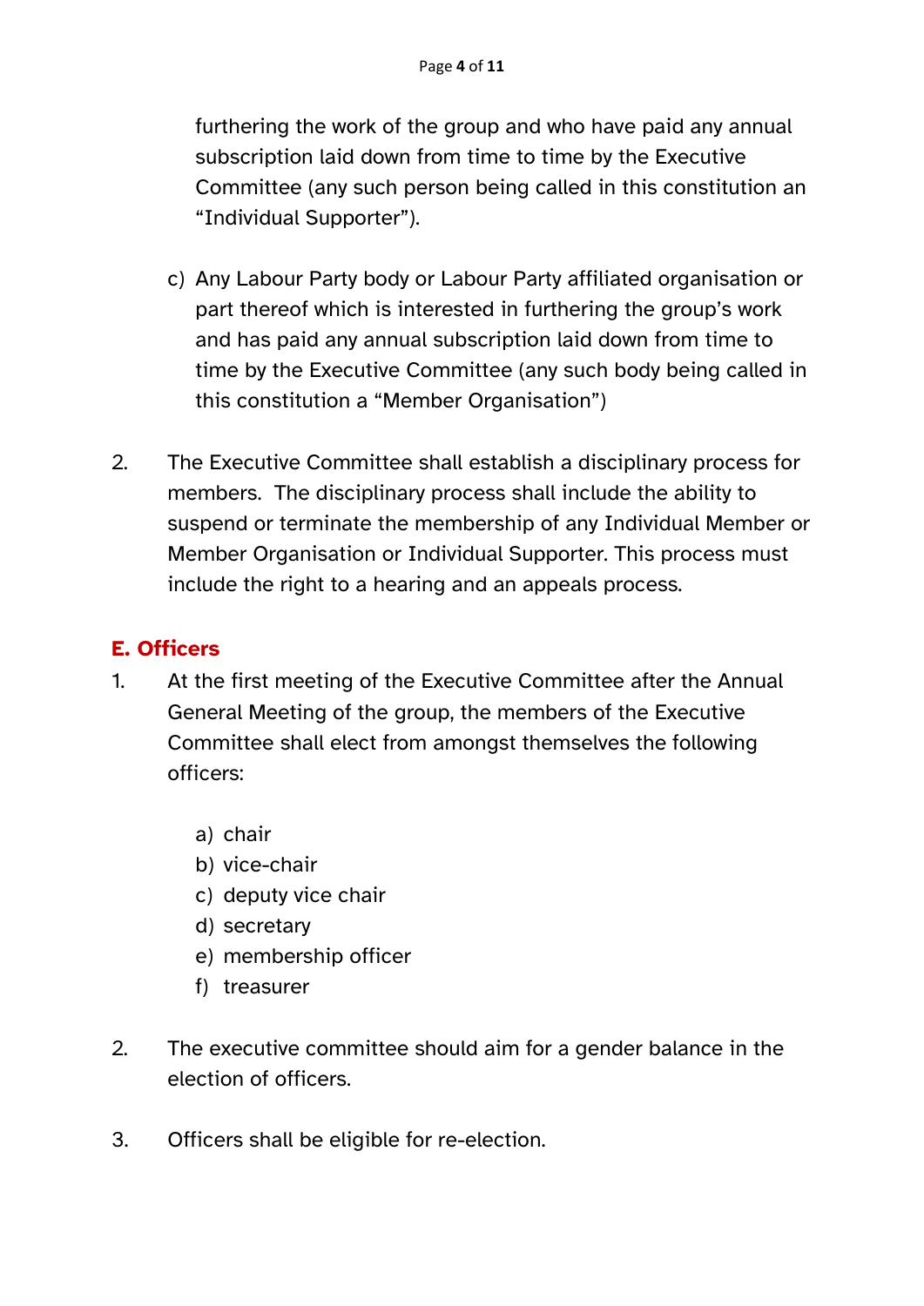furthering the work of the group and who have paid any annual subscription laid down from time to time by the Executive Committee (any such person being called in this constitution an "Individual Supporter").

c) Any Labour Party body or Labour Party affiliated organisation or part thereof which is interested in furthering the group's work and has paid any annual subscription laid down from time to time by the Executive Committee (any such body being called in this constitution a "Member Organisation")

2. The Executive Committee shall establish a disciplinary process for members. The disciplinary process shall include the ability to suspend or terminate the membership of any Individual Member or Member Organisation or Individual Supporter. This process must include the right to a hearing and an appeals process.

## E. Officers

1. At the first meeting of the Executive Committee after the Annual General Meeting of the group, the members of the Executive Committee shall elect from amongst themselves the following officers:

   a) chair
   b) vice-chair
   c) deputy vice chair
   d) secretary
   e) membership officer
   f) treasurer

2. The executive committee should aim for a gender balance in the election of officers.

3. Officers shall be eligible for re-election.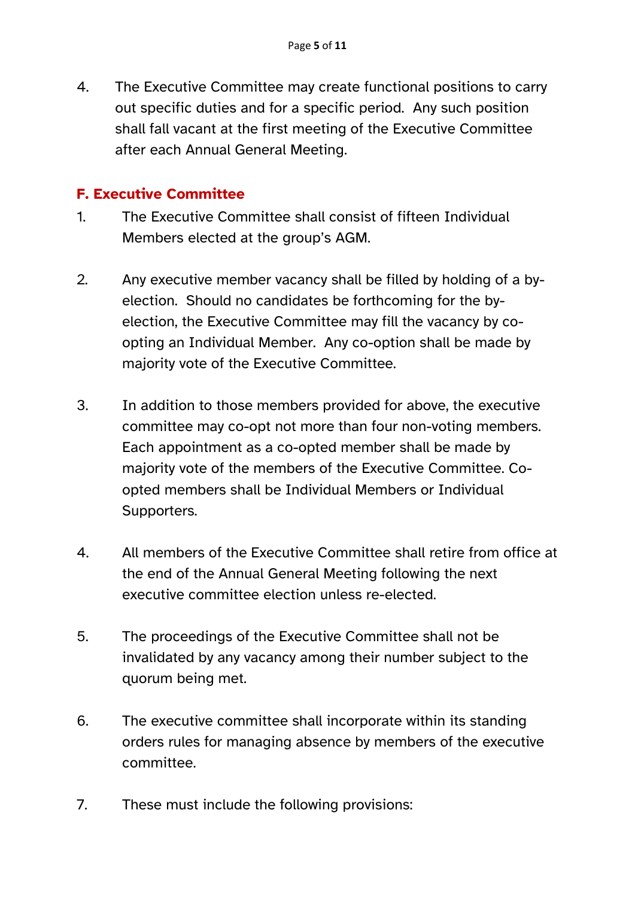4. The Executive Committee may create functional positions to carry out specific duties and for a specific period. Any such position shall fall vacant at the first meeting of the Executive Committee after each Annual General Meeting.

## F. Executive Committee

1. The Executive Committee shall consist of fifteen Individual Members elected at the group's AGM.

2. Any executive member vacancy shall be filled by holding of a by-election. Should no candidates be forthcoming for the by-election, the Executive Committee may fill the vacancy by co-opting an Individual Member. Any co-option shall be made by majority vote of the Executive Committee.

3. In addition to those members provided for above, the executive committee may co-opt not more than four non-voting members. Each appointment as a co-opted member shall be made by majority vote of the members of the Executive Committee. Co-opted members shall be Individual Members or Individual Supporters.

4. All members of the Executive Committee shall retire from office at the end of the Annual General Meeting following the next executive committee election unless re-elected.

5. The proceedings of the Executive Committee shall not be invalidated by any vacancy among their number subject to the quorum being met.

6. The executive committee shall incorporate within its standing orders rules for managing absence by members of the executive committee.

7. These must include the following provisions: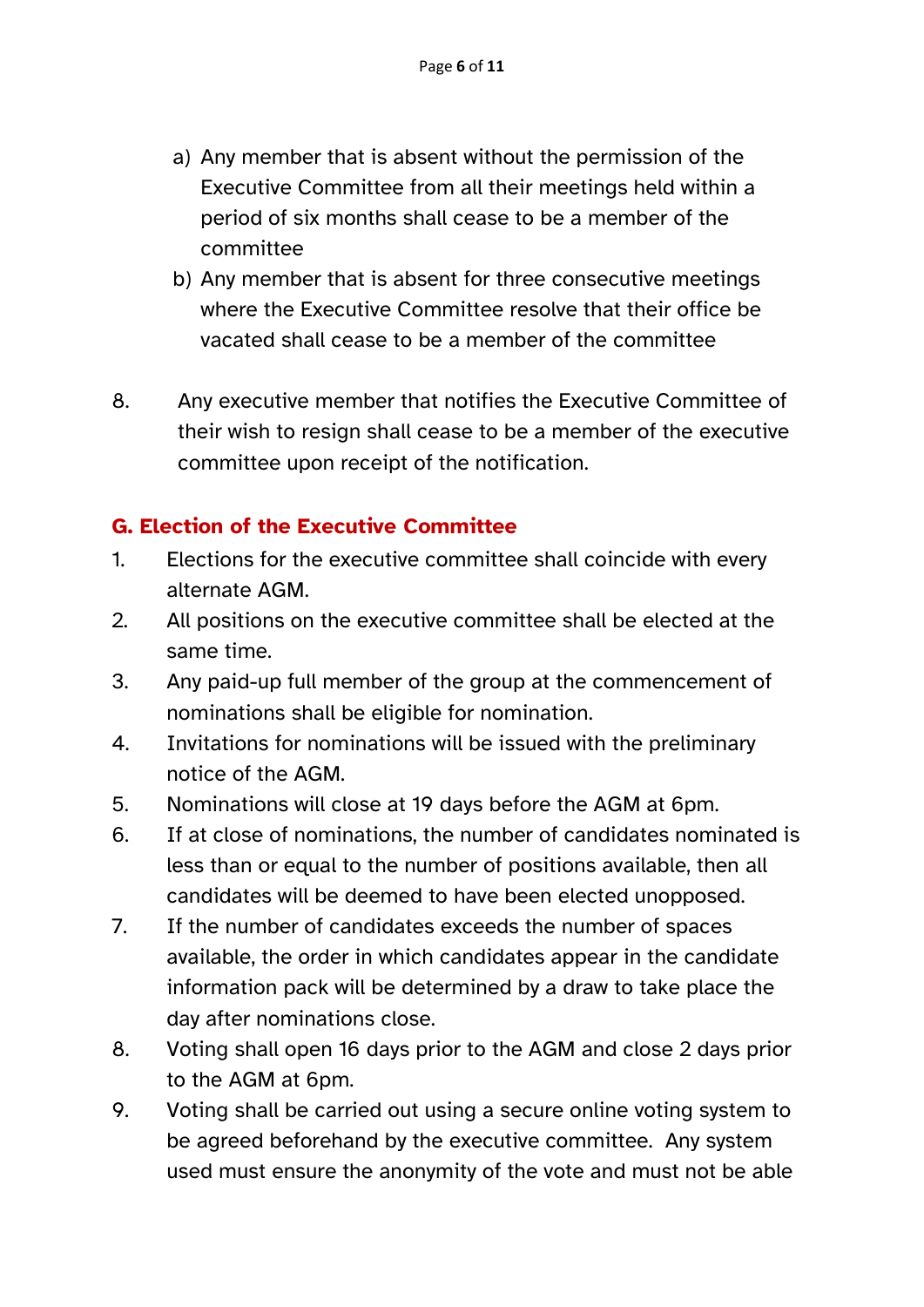a) Any member that is absent without the permission of the Executive Committee from all their meetings held within a period of six months shall cease to be a member of the committee
b) Any member that is absent for three consecutive meetings where the Executive Committee resolve that their office be vacated shall cease to be a member of the committee

8. Any executive member that notifies the Executive Committee of their wish to resign shall cease to be a member of the executive committee upon receipt of the notification.

## G. Election of the Executive Committee

1. Elections for the executive committee shall coincide with every alternate AGM.
2. All positions on the executive committee shall be elected at the same time.
3. Any paid-up full member of the group at the commencement of nominations shall be eligible for nomination.
4. Invitations for nominations will be issued with the preliminary notice of the AGM.
5. Nominations will close at 19 days before the AGM at 6pm.
6. If at close of nominations, the number of candidates nominated is less than or equal to the number of positions available, then all candidates will be deemed to have been elected unopposed.
7. If the number of candidates exceeds the number of spaces available, the order in which candidates appear in the candidate information pack will be determined by a draw to take place the day after nominations close.
8. Voting shall open 16 days prior to the AGM and close 2 days prior to the AGM at 6pm.
9. Voting shall be carried out using a secure online voting system to be agreed beforehand by the executive committee. Any system used must ensure the anonymity of the vote and must not be able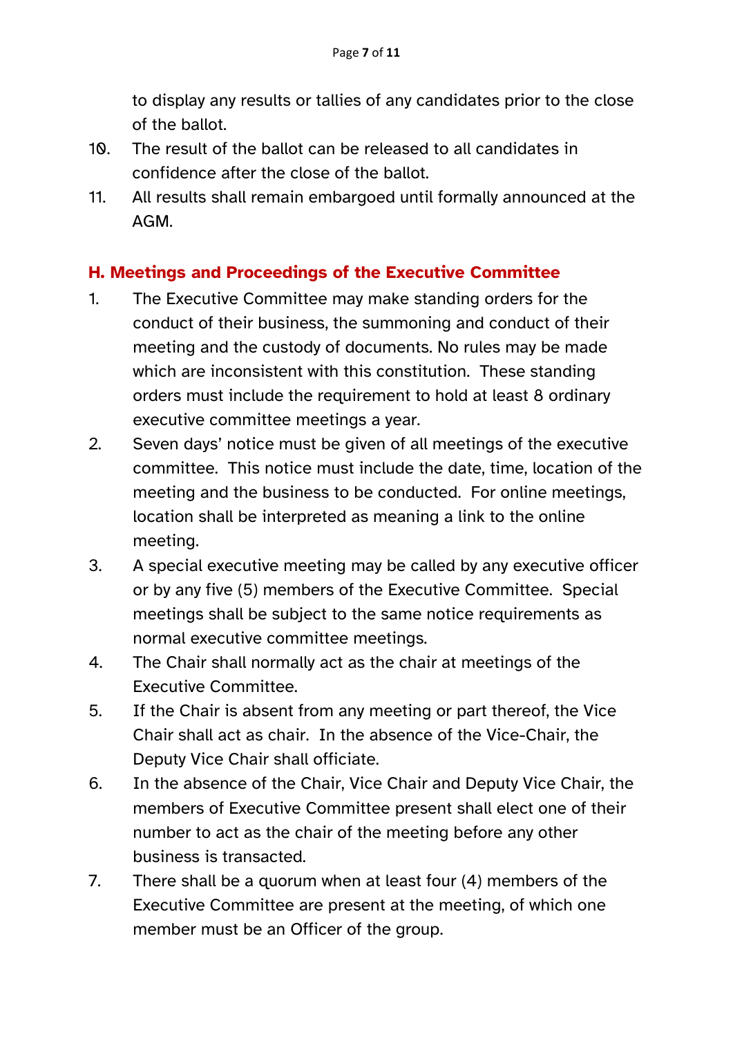to display any results or tallies of any candidates prior to the close of the ballot.

10. The result of the ballot can be released to all candidates in confidence after the close of the ballot.
11. All results shall remain embargoed until formally announced at the AGM.

## H. Meetings and Proceedings of the Executive Committee

1. The Executive Committee may make standing orders for the conduct of their business, the summoning and conduct of their meeting and the custody of documents. No rules may be made which are inconsistent with this constitution. These standing orders must include the requirement to hold at least 8 ordinary executive committee meetings a year.
2. Seven days' notice must be given of all meetings of the executive committee. This notice must include the date, time, location of the meeting and the business to be conducted. For online meetings, location shall be interpreted as meaning a link to the online meeting.
3. A special executive meeting may be called by any executive officer or by any five (5) members of the Executive Committee. Special meetings shall be subject to the same notice requirements as normal executive committee meetings.
4. The Chair shall normally act as the chair at meetings of the Executive Committee.
5. If the Chair is absent from any meeting or part thereof, the Vice Chair shall act as chair. In the absence of the Vice-Chair, the Deputy Vice Chair shall officiate.
6. In the absence of the Chair, Vice Chair and Deputy Vice Chair, the members of Executive Committee present shall elect one of their number to act as the chair of the meeting before any other business is transacted.
7. There shall be a quorum when at least four (4) members of the Executive Committee are present at the meeting, of which one member must be an Officer of the group.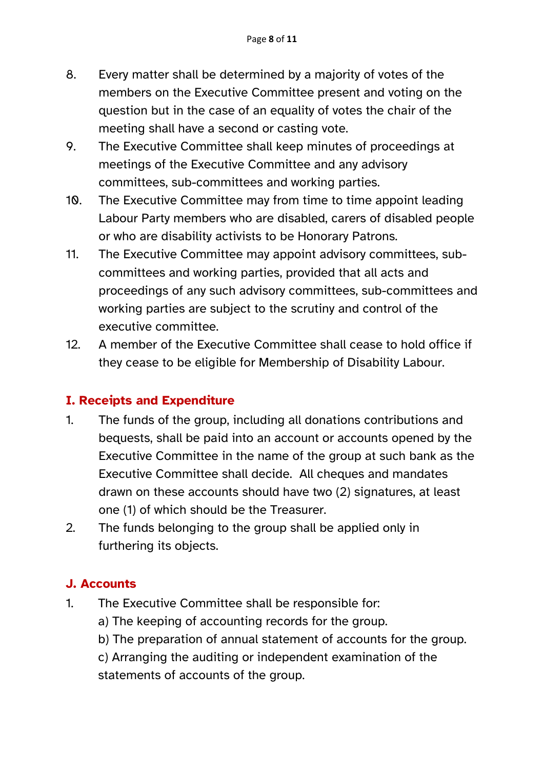8. Every matter shall be determined by a majority of votes of the members on the Executive Committee present and voting on the question but in the case of an equality of votes the chair of the meeting shall have a second or casting vote.
9. The Executive Committee shall keep minutes of proceedings at meetings of the Executive Committee and any advisory committees, sub-committees and working parties.
10. The Executive Committee may from time to time appoint leading Labour Party members who are disabled, carers of disabled people or who are disability activists to be Honorary Patrons.
11. The Executive Committee may appoint advisory committees, sub-committees and working parties, provided that all acts and proceedings of any such advisory committees, sub-committees and working parties are subject to the scrutiny and control of the executive committee.
12. A member of the Executive Committee shall cease to hold office if they cease to be eligible for Membership of Disability Labour.

## I. Receipts and Expenditure

1. The funds of the group, including all donations contributions and bequests, shall be paid into an account or accounts opened by the Executive Committee in the name of the group at such bank as the Executive Committee shall decide. All cheques and mandates drawn on these accounts should have two (2) signatures, at least one (1) of which should be the Treasurer.
2. The funds belonging to the group shall be applied only in furthering its objects.

## J. Accounts

1. The Executive Committee shall be responsible for:
   a) The keeping of accounting records for the group.
   b) The preparation of annual statement of accounts for the group.
   c) Arranging the auditing or independent examination of the statements of accounts of the group.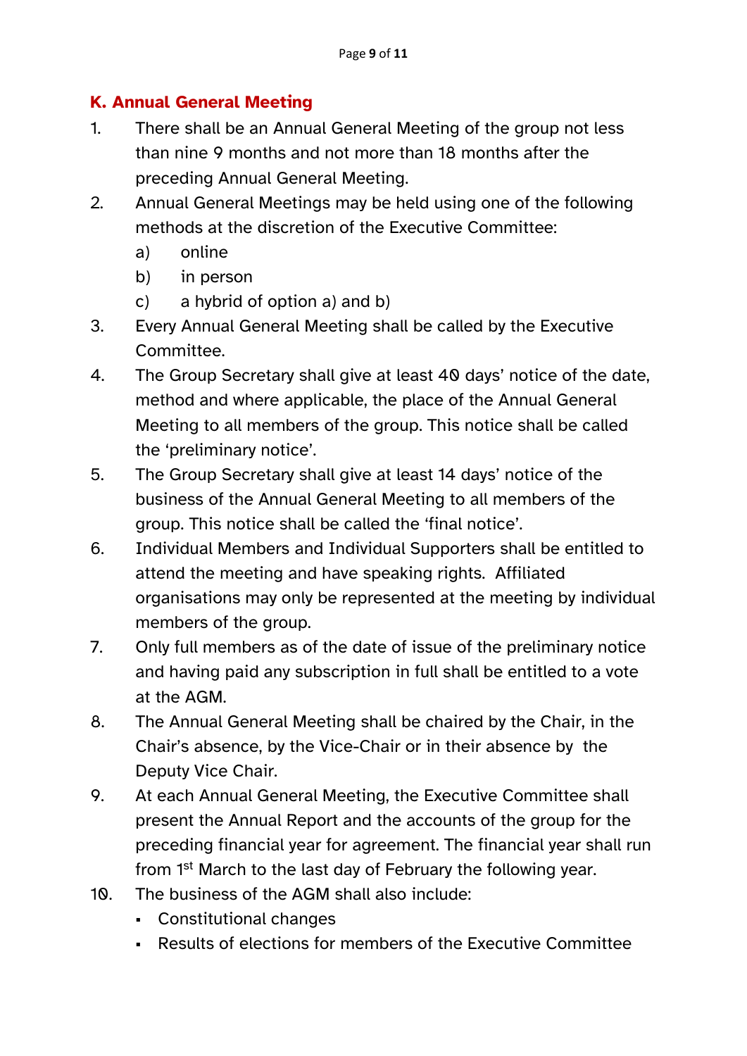## K. Annual General Meeting

1. There shall be an Annual General Meeting of the group not less than nine 9 months and not more than 18 months after the preceding Annual General Meeting.
2. Annual General Meetings may be held using one of the following methods at the discretion of the Executive Committee:
   a) online
   b) in person
   c) a hybrid of option a) and b)
3. Every Annual General Meeting shall be called by the Executive Committee.
4. The Group Secretary shall give at least 40 days' notice of the date, method and where applicable, the place of the Annual General Meeting to all members of the group. This notice shall be called the 'preliminary notice'.
5. The Group Secretary shall give at least 14 days' notice of the business of the Annual General Meeting to all members of the group. This notice shall be called the 'final notice'.
6. Individual Members and Individual Supporters shall be entitled to attend the meeting and have speaking rights. Affiliated organisations may only be represented at the meeting by individual members of the group.
7. Only full members as of the date of issue of the preliminary notice and having paid any subscription in full shall be entitled to a vote at the AGM.
8. The Annual General Meeting shall be chaired by the Chair, in the Chair's absence, by the Vice-Chair or in their absence by the Deputy Vice Chair.
9. At each Annual General Meeting, the Executive Committee shall present the Annual Report and the accounts of the group for the preceding financial year for agreement. The financial year shall run from 1st March to the last day of February the following year.
10. The business of the AGM shall also include:
    - Constitutional changes
    - Results of elections for members of the Executive Committee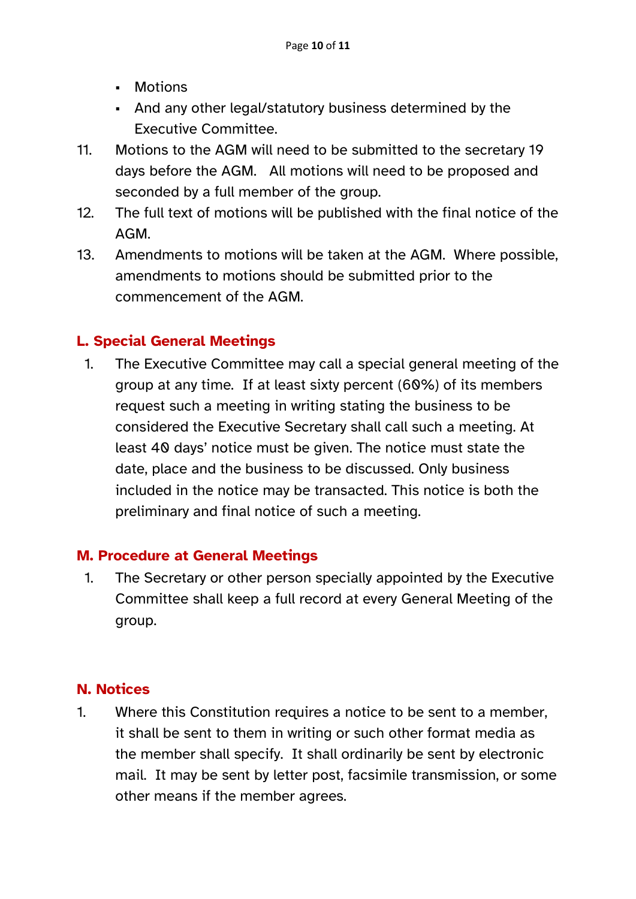- Motions
- And any other legal/statutory business determined by the Executive Committee.

11. Motions to the AGM will need to be submitted to the secretary 19 days before the AGM. All motions will need to be proposed and seconded by a full member of the group.
12. The full text of motions will be published with the final notice of the AGM.
13. Amendments to motions will be taken at the AGM. Where possible, amendments to motions should be submitted prior to the commencement of the AGM.

## L. Special General Meetings

1. The Executive Committee may call a special general meeting of the group at any time. If at least sixty percent (60%) of its members request such a meeting in writing stating the business to be considered the Executive Secretary shall call such a meeting. At least 40 days' notice must be given. The notice must state the date, place and the business to be discussed. Only business included in the notice may be transacted. This notice is both the preliminary and final notice of such a meeting.

## M. Procedure at General Meetings

1. The Secretary or other person specially appointed by the Executive Committee shall keep a full record at every General Meeting of the group.

## N. Notices

1. Where this Constitution requires a notice to be sent to a member, it shall be sent to them in writing or such other format media as the member shall specify. It shall ordinarily be sent by electronic mail. It may be sent by letter post, facsimile transmission, or some other means if the member agrees.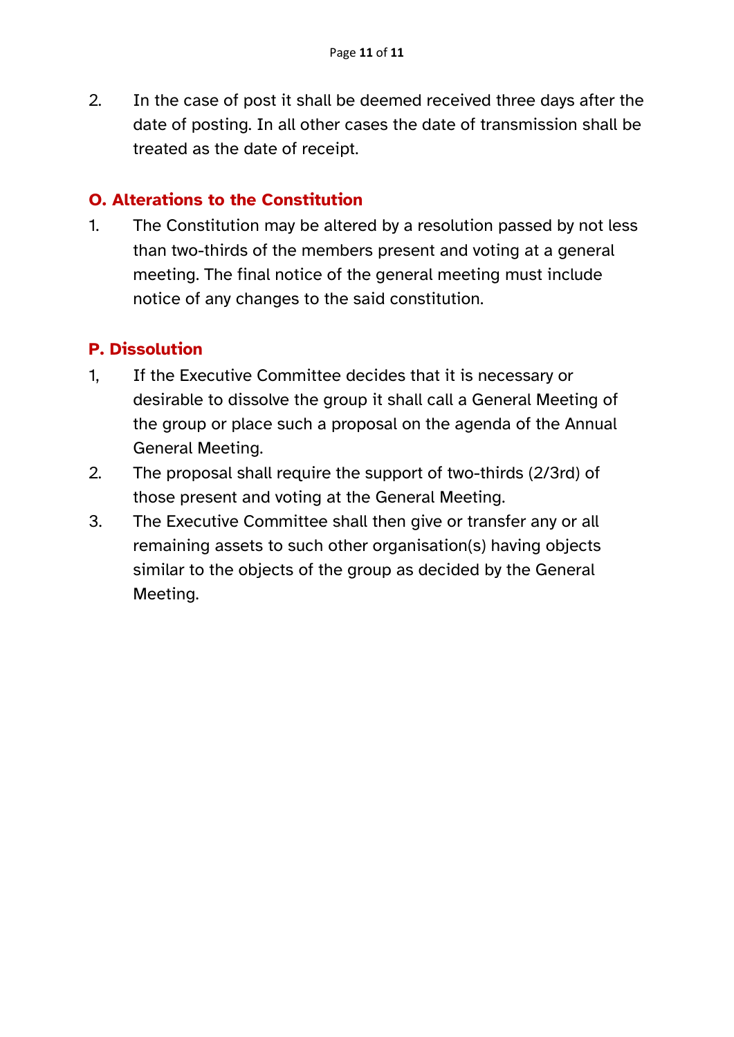2. In the case of post it shall be deemed received three days after the date of posting. In all other cases the date of transmission shall be treated as the date of receipt.

## O. Alterations to the Constitution

1. The Constitution may be altered by a resolution passed by not less than two-thirds of the members present and voting at a general meeting. The final notice of the general meeting must include notice of any changes to the said constitution.

## P. Dissolution

1, If the Executive Committee decides that it is necessary or desirable to dissolve the group it shall call a General Meeting of the group or place such a proposal on the agenda of the Annual General Meeting.

2. The proposal shall require the support of two-thirds (2/3rd) of those present and voting at the General Meeting.

3. The Executive Committee shall then give or transfer any or all remaining assets to such other organisation(s) having objects similar to the objects of the group as decided by the General Meeting.